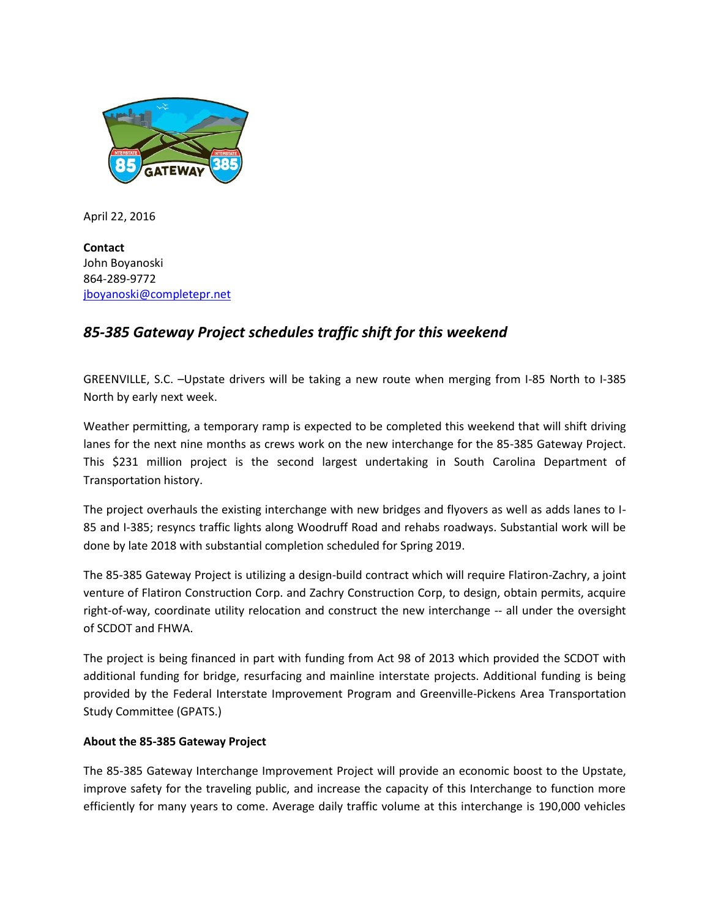April 22, 2016

**Contact**
John Boyanoski
864-289-9772
jboyanoski@completepr.net

## *85-385 Gateway Project schedules traffic shift for this weekend*

GREENVILLE, S.C. –Upstate drivers will be taking a new route when merging from I-85 North to I-385 North by early next week.

Weather permitting, a temporary ramp is expected to be completed this weekend that will shift driving lanes for the next nine months as crews work on the new interchange for the 85-385 Gateway Project. This $231 million project is the second largest undertaking in South Carolina Department of Transportation history.

The project overhauls the existing interchange with new bridges and flyovers as well as adds lanes to I-85 and I-385; resyncs traffic lights along Woodruff Road and rehabs roadways. Substantial work will be done by late 2018 with substantial completion scheduled for Spring 2019.

The 85-385 Gateway Project is utilizing a design-build contract which will require Flatiron-Zachry, a joint venture of Flatiron Construction Corp. and Zachry Construction Corp, to design, obtain permits, acquire right-of-way, coordinate utility relocation and construct the new interchange -- all under the oversight of SCDOT and FHWA.

The project is being financed in part with funding from Act 98 of 2013 which provided the SCDOT with additional funding for bridge, resurfacing and mainline interstate projects. Additional funding is being provided by the Federal Interstate Improvement Program and Greenville-Pickens Area Transportation Study Committee (GPATS.)

**About the 85-385 Gateway Project**

The 85-385 Gateway Interchange Improvement Project will provide an economic boost to the Upstate, improve safety for the traveling public, and increase the capacity of this Interchange to function more efficiently for many years to come. Average daily traffic volume at this interchange is 190,000 vehicles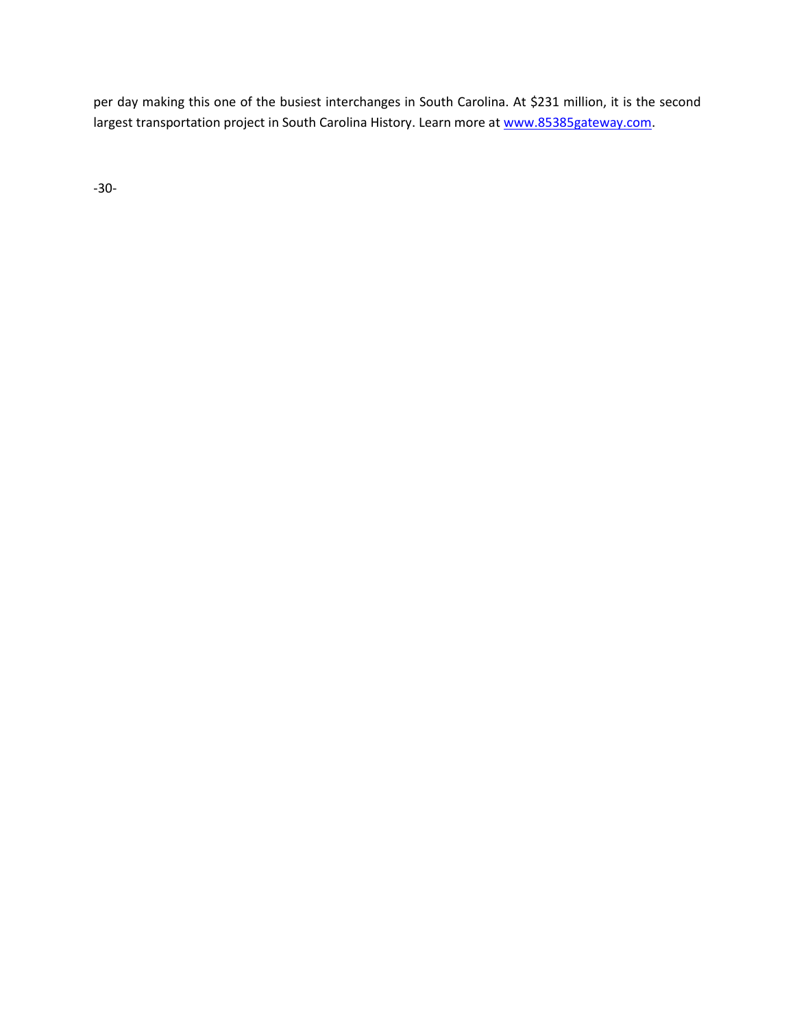per day making this one of the busiest interchanges in South Carolina. At $231 million, it is the second largest transportation project in South Carolina History. Learn more at [www.85385gateway.com](http://www.85385gateway.com).

-30-